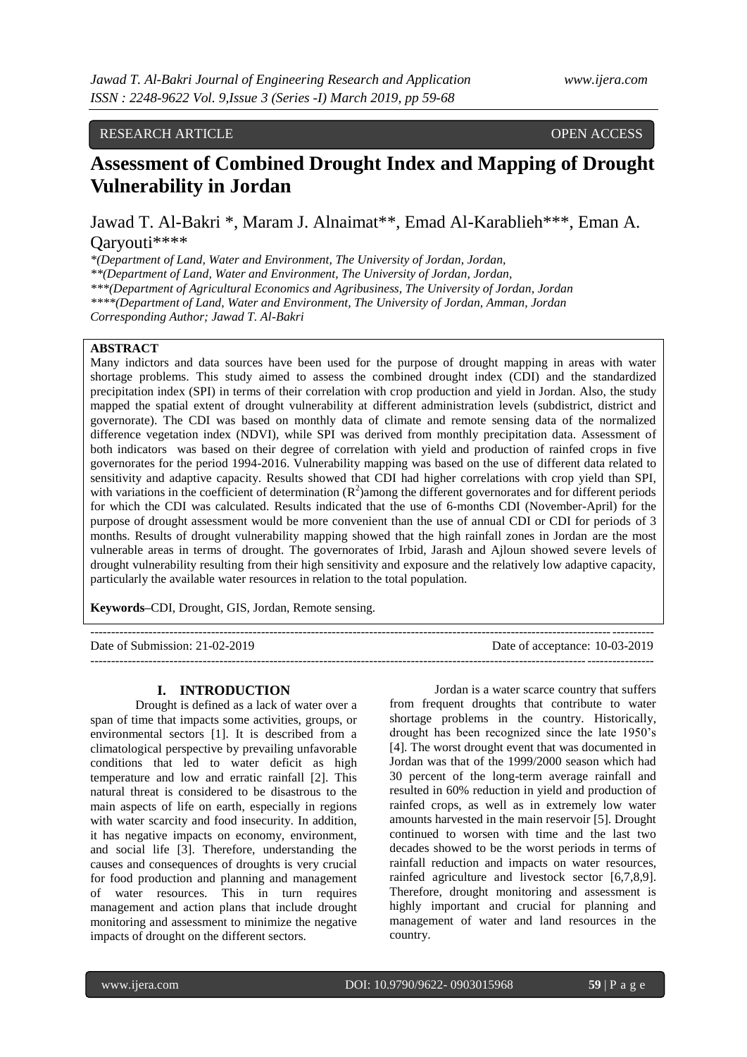RESEARCH ARTICLE OPEN ACCESS

# Assessment of Combined Drought Index and Mapping of Drought Vulnerability in Jordan

Jawad T. Al-Bakri *, Maram J. Alnaimat**, Emad Al-Karablieh***, Eman A. Qaryouti****

*(Department of Land, Water and Environment, The University of Jordan, Jordan,
**(Department of Land, Water and Environment, The University of Jordan, Jordan,
***(Department of Agricultural Economics and Agribusiness, The University of Jordan, Jordan
****(Department of Land, Water and Environment, The University of Jordan, Amman, Jordan
Corresponding Author; Jawad T. Al-Bakri

**ABSTRACT**

Many indictors and data sources have been used for the purpose of drought mapping in areas with water shortage problems. This study aimed to assess the combined drought index (CDI) and the standardized precipitation index (SPI) in terms of their correlation with crop production and yield in Jordan. Also, the study mapped the spatial extent of drought vulnerability at different administration levels (subdistrict, district and governorate). The CDI was based on monthly data of climate and remote sensing data of the normalized difference vegetation index (NDVI), while SPI was derived from monthly precipitation data. Assessment of both indicators was based on their degree of correlation with yield and production of rainfed crops in five governorates for the period 1994-2016. Vulnerability mapping was based on the use of different data related to sensitivity and adaptive capacity. Results showed that CDI had higher correlations with crop yield than SPI, with variations in the coefficient of determination ($R^2$)among the different governorates and for different periods for which the CDI was calculated. Results indicated that the use of 6-months CDI (November-April) for the purpose of drought assessment would be more convenient than the use of annual CDI or CDI for periods of 3 months. Results of drought vulnerability mapping showed that the high rainfall zones in Jordan are the most vulnerable areas in terms of drought. The governorates of Irbid, Jarash and Ajloun showed severe levels of drought vulnerability resulting from their high sensitivity and exposure and the relatively low adaptive capacity, particularly the available water resources in relation to the total population.

**Keywords**–CDI, Drought, GIS, Jordan, Remote sensing.

Date of Submission: 21-02-2019 Date of acceptance: 10-03-2019

## I. INTRODUCTION

Drought is defined as a lack of water over a span of time that impacts some activities, groups, or environmental sectors [1]. It is described from a climatological perspective by prevailing unfavorable conditions that led to water deficit as high temperature and low and erratic rainfall [2]. This natural threat is considered to be disastrous to the main aspects of life on earth, especially in regions with water scarcity and food insecurity. In addition, it has negative impacts on economy, environment, and social life [3]. Therefore, understanding the causes and consequences of droughts is very crucial for food production and planning and management of water resources. This in turn requires management and action plans that include drought monitoring and assessment to minimize the negative impacts of drought on the different sectors.

Jordan is a water scarce country that suffers from frequent droughts that contribute to water shortage problems in the country. Historically, drought has been recognized since the late 1950's [4]. The worst drought event that was documented in Jordan was that of the 1999/2000 season which had 30 percent of the long-term average rainfall and resulted in 60% reduction in yield and production of rainfed crops, as well as in extremely low water amounts harvested in the main reservoir [5]. Drought continued to worsen with time and the last two decades showed to be the worst periods in terms of rainfall reduction and impacts on water resources, rainfed agriculture and livestock sector [6,7,8,9]. Therefore, drought monitoring and assessment is highly important and crucial for planning and management of water and land resources in the country.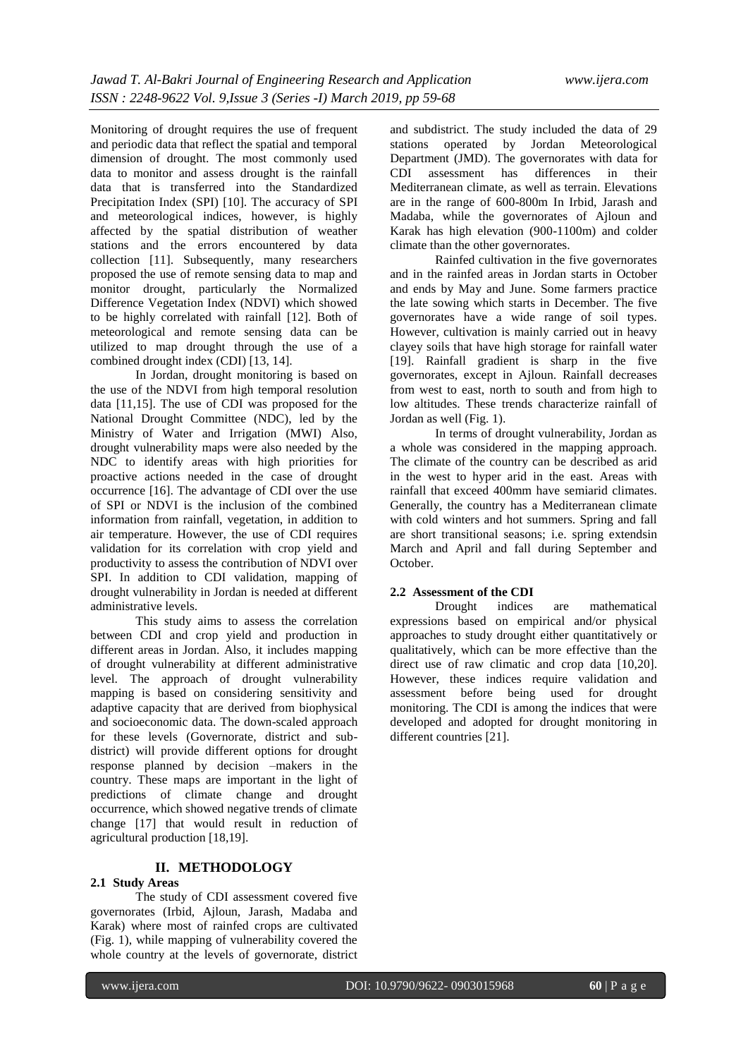Monitoring of drought requires the use of frequent and periodic data that reflect the spatial and temporal dimension of drought. The most commonly used data to monitor and assess drought is the rainfall data that is transferred into the Standardized Precipitation Index (SPI) [10]. The accuracy of SPI and meteorological indices, however, is highly affected by the spatial distribution of weather stations and the errors encountered by data collection [11]. Subsequently, many researchers proposed the use of remote sensing data to map and monitor drought, particularly the Normalized Difference Vegetation Index (NDVI) which showed to be highly correlated with rainfall [12]. Both of meteorological and remote sensing data can be utilized to map drought through the use of a combined drought index (CDI) [13, 14].

In Jordan, drought monitoring is based on the use of the NDVI from high temporal resolution data [11,15]. The use of CDI was proposed for the National Drought Committee (NDC), led by the Ministry of Water and Irrigation (MWI) Also, drought vulnerability maps were also needed by the NDC to identify areas with high priorities for proactive actions needed in the case of drought occurrence [16]. The advantage of CDI over the use of SPI or NDVI is the inclusion of the combined information from rainfall, vegetation, in addition to air temperature. However, the use of CDI requires validation for its correlation with crop yield and productivity to assess the contribution of NDVI over SPI. In addition to CDI validation, mapping of drought vulnerability in Jordan is needed at different administrative levels.

This study aims to assess the correlation between CDI and crop yield and production in different areas in Jordan. Also, it includes mapping of drought vulnerability at different administrative level. The approach of drought vulnerability mapping is based on considering sensitivity and adaptive capacity that are derived from biophysical and socioeconomic data. The down-scaled approach for these levels (Governorate, district and sub-district) will provide different options for drought response planned by decision –makers in the country. These maps are important in the light of predictions of climate change and drought occurrence, which showed negative trends of climate change [17] that would result in reduction of agricultural production [18,19].

## II. METHODOLOGY

### 2.1 Study Areas

The study of CDI assessment covered five governorates (Irbid, Ajloun, Jarash, Madaba and Karak) where most of rainfed crops are cultivated (Fig. 1), while mapping of vulnerability covered the whole country at the levels of governorate, district and subdistrict. The study included the data of 29 stations operated by Jordan Meteorological Department (JMD). The governorates with data for CDI assessment has differences in their Mediterranean climate, as well as terrain. Elevations are in the range of 600-800m In Irbid, Jarash and Madaba, while the governorates of Ajloun and Karak has high elevation (900-1100m) and colder climate than the other governorates.

Rainfed cultivation in the five governorates and in the rainfed areas in Jordan starts in October and ends by May and June. Some farmers practice the late sowing which starts in December. The five governorates have a wide range of soil types. However, cultivation is mainly carried out in heavy clayey soils that have high storage for rainfall water [19]. Rainfall gradient is sharp in the five governorates, except in Ajloun. Rainfall decreases from west to east, north to south and from high to low altitudes. These trends characterize rainfall of Jordan as well (Fig. 1).

In terms of drought vulnerability, Jordan as a whole was considered in the mapping approach. The climate of the country can be described as arid in the west to hyper arid in the east. Areas with rainfall that exceed 400mm have semiarid climates. Generally, the country has a Mediterranean climate with cold winters and hot summers. Spring and fall are short transitional seasons; i.e. spring extendsin March and April and fall during September and October.

### 2.2 Assessment of the CDI

Drought indices are mathematical expressions based on empirical and/or physical approaches to study drought either quantitatively or qualitatively, which can be more effective than the direct use of raw climatic and crop data [10,20]. However, these indices require validation and assessment before being used for drought monitoring. The CDI is among the indices that were developed and adopted for drought monitoring in different countries [21].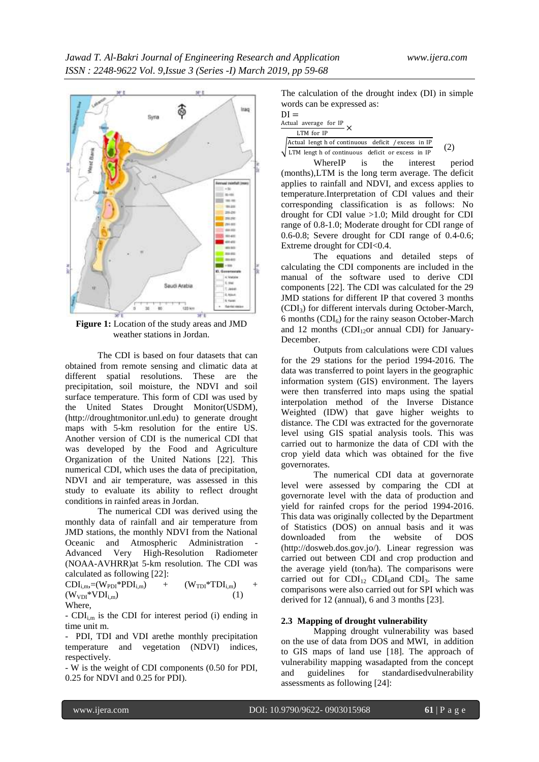Figure 1: Location of the study areas and JMD weather stations in Jordan.

The CDI is based on four datasets that can obtained from remote sensing and climatic data at different spatial resolutions. These are the precipitation, soil moisture, the NDVI and soil surface temperature. This form of CDI was used by the United States Drought Monitor(USDM), (http://droughtmonitor.unl.edu) to generate drought maps with 5-km resolution for the entire US. Another version of CDI is the numerical CDI that was developed by the Food and Agriculture Organization of the United Nations [22]. This numerical CDI, which uses the data of precipitation, NDVI and air temperature, was assessed in this study to evaluate its ability to reflect drought conditions in rainfed areas in Jordan.

The numerical CDI was derived using the monthly data of rainfall and air temperature from JMD stations, the monthly NDVI from the National Oceanic and Atmospheric Administration - Advanced Very High-Resolution Radiometer (NOAA-AVHRR)at 5-km resolution. The CDI was calculated as following [22]:

$$CDI_{i,m} = (W_{PDI} * PDI_{i,m}) + (W_{TDI} * TDI_{i,m}) + (W_{VDI} * VDI_{i,m}) \quad (1)$$

Where,

- $CDI_{i,m}$ is the CDI for interest period (i) ending in time unit m.
- PDI, TDI and VDI arethe monthly precipitation temperature and vegetation (NDVI) indices, respectively.
- W is the weight of CDI components (0.50 for PDI, 0.25 for NDVI and 0.25 for PDI).

The calculation of the drought index (DI) in simple words can be expressed as:

$$DI = \frac{\text{Actual average for IP}}{\text{LTM for IP}} \times \sqrt{\frac{\text{Actual length of continuous deficit / excess in IP}}{\text{LTM length of continuous deficit or excess in IP}}} \quad (2)$$

WhereIP is the interest period (months),LTM is the long term average. The deficit applies to rainfall and NDVI, and excess applies to temperature.Interpretation of CDI values and their corresponding classification is as follows: No drought for CDI value >1.0; Mild drought for CDI range of 0.8-1.0; Moderate drought for CDI range of 0.6-0.8; Severe drought for CDI range of 0.4-0.6; Extreme drought for CDI<0.4.

The equations and detailed steps of calculating the CDI components are included in the manual of the software used to derive CDI components [22]. The CDI was calculated for the 29 JMD stations for different IP that covered 3 months ($CDI_3$) for different intervals during October-March, 6 months ($CDI_6$) for the rainy season October-March and 12 months ($CDI_{12}$or annual CDI) for January-December.

Outputs from calculations were CDI values for the 29 stations for the period 1994-2016. The data was transferred to point layers in the geographic information system (GIS) environment. The layers were then transferred into maps using the spatial interpolation method of the Inverse Distance Weighted (IDW) that gave higher weights to distance. The CDI was extracted for the governorate level using GIS spatial analysis tools. This was carried out to harmonize the data of CDI with the crop yield data which was obtained for the five governorates.

The numerical CDI data at governorate level were assessed by comparing the CDI at governorate level with the data of production and yield for rainfed crops for the period 1994-2016. This data was originally collected by the Department of Statistics (DOS) on annual basis and it was downloaded from the website of DOS (http://dosweb.dos.gov.jo/). Linear regression was carried out between CDI and crop production and the average yield (ton/ha). The comparisons were carried out for $CDI_{12}$ $CDI_6$and $CDI_3$. The same comparisons were also carried out for SPI which was derived for 12 (annual), 6 and 3 months [23].

### 2.3 Mapping of drought vulnerability

Mapping drought vulnerability was based on the use of data from DOS and MWI, in addition to GIS maps of land use [18]. The approach of vulnerability mapping wasadapted from the concept and guidelines for standardisedvulnerability assessments as following [24]: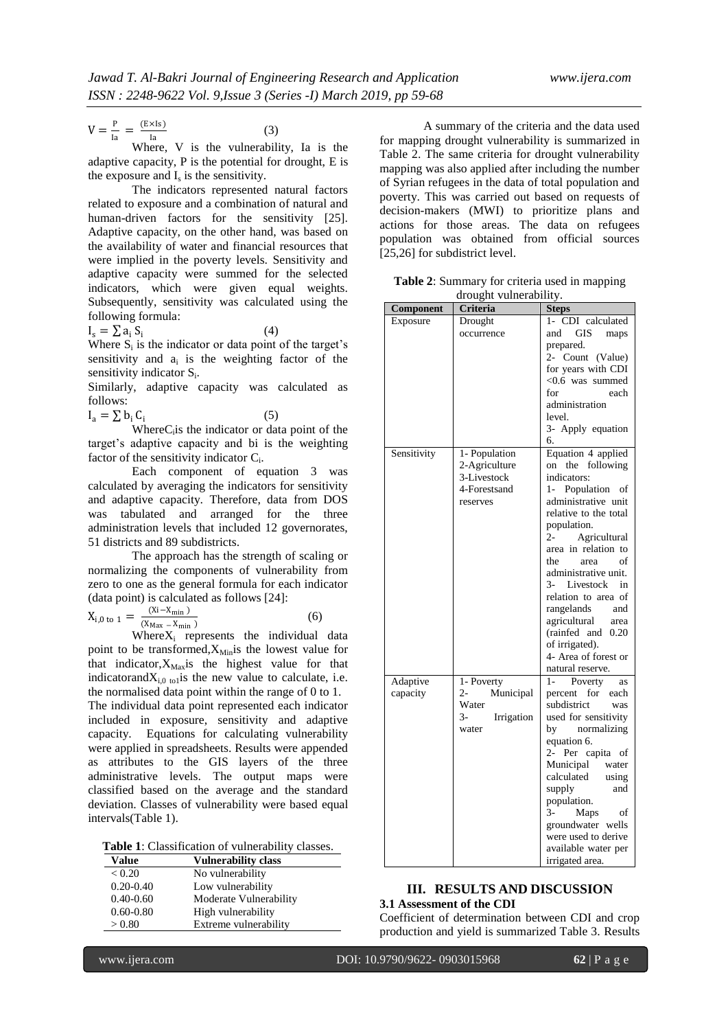$$V = \frac{P}{Ia} = \frac{(E \times Is)}{Ia} \quad (3)$$

Where, V is the vulnerability, Ia is the adaptive capacity, P is the potential for drought, E is the exposure and $I_s$ is the sensitivity.

The indicators represented natural factors related to exposure and a combination of natural and human-driven factors for the sensitivity [25]. Adaptive capacity, on the other hand, was based on the availability of water and financial resources that were implied in the poverty levels. Sensitivity and adaptive capacity were summed for the selected indicators, which were given equal weights. Subsequently, sensitivity was calculated using the following formula:

$$I_s = \sum a_i S_i \quad (4)$$

Where $S_i$ is the indicator or data point of the target's sensitivity and $a_i$ is the weighting factor of the sensitivity indicator $S_i$.

Similarly, adaptive capacity was calculated as follows:

$$I_a = \sum b_i C_i \quad (5)$$

Where $C_i$ is the indicator or data point of the target's adaptive capacity and bi is the weighting factor of the sensitivity indicator $C_i$.

Each component of equation 3 was calculated by averaging the indicators for sensitivity and adaptive capacity. Therefore, data from DOS was tabulated and arranged for the three administration levels that included 12 governorates, 51 districts and 89 subdistricts.

The approach has the strength of scaling or normalizing the components of vulnerability from zero to one as the general formula for each indicator (data point) is calculated as follows [24]:

$$X_{i,0 \text{ to } 1} = \frac{(Xi - X_{min})}{(X_{Max} - X_{min})} \quad (6)$$

Where $X_i$ represents the individual data point to be transformed, $X_{Min}$ is the lowest value for that indicator, $X_{Max}$ is the highest value for that indicator and $X_{i,0 \text{ to } 1}$ is the new value to calculate, i.e. the normalised data point within the range of 0 to 1.

The individual data point represented each indicator included in exposure, sensitivity and adaptive capacity. Equations for calculating vulnerability were applied in spreadsheets. Results were appended as attributes to the GIS layers of the three administrative levels. The output maps were classified based on the average and the standard deviation. Classes of vulnerability were based equal intervals(Table 1).

**Table 1**: Classification of vulnerability classes.

| Value | Vulnerability class |
|---|---|
| < 0.20 | No vulnerability |
| 0.20-0.40 | Low vulnerability |
| 0.40-0.60 | Moderate Vulnerability |
| 0.60-0.80 | High vulnerability |
| > 0.80 | Extreme vulnerability |

A summary of the criteria and the data used for mapping drought vulnerability is summarized in Table 2. The same criteria for drought vulnerability mapping was also applied after including the number of Syrian refugees in the data of total population and poverty. This was carried out based on requests of decision-makers (MWI) to prioritize plans and actions for those areas. The data on refugees population was obtained from official sources [25,26] for subdistrict level.

**Table 2**: Summary for criteria used in mapping drought vulnerability.

| Component | Criteria | Steps |
|---|---|---|
| Exposure | Drought occurrence | 1- CDI calculated and GIS maps prepared.<br>2- Count (Value) for years with CDI <0.6 was summed for each administration level.<br>3- Apply equation 6. |
| Sensitivity | 1- Population<br>2-Agriculture<br>3-Livestock<br>4-Forestsand reserves | Equation 4 applied on the following indicators:<br>1- Population of administrative unit relative to the total population.<br>2- Agricultural area in relation to the area of administrative unit.<br>3- Livestock in relation to area of rangelands and agricultural area (rainfed and 0.20 of irrigated).<br>4- Area of forest or natural reserve. |
| Adaptive capacity | 1- Poverty<br>2- Municipal Water<br>3- Irrigation water | 1- Poverty as percent for each subdistrict was used for sensitivity by normalizing equation 6.<br>2- Per capita of Municipal water calculated using supply and population.<br>3- Maps of groundwater wells were used to derive available water per irrigated area. |

## III. RESULTS AND DISCUSSION

### 3.1 Assessment of the CDI

Coefficient of determination between CDI and crop production and yield is summarized Table 3. Results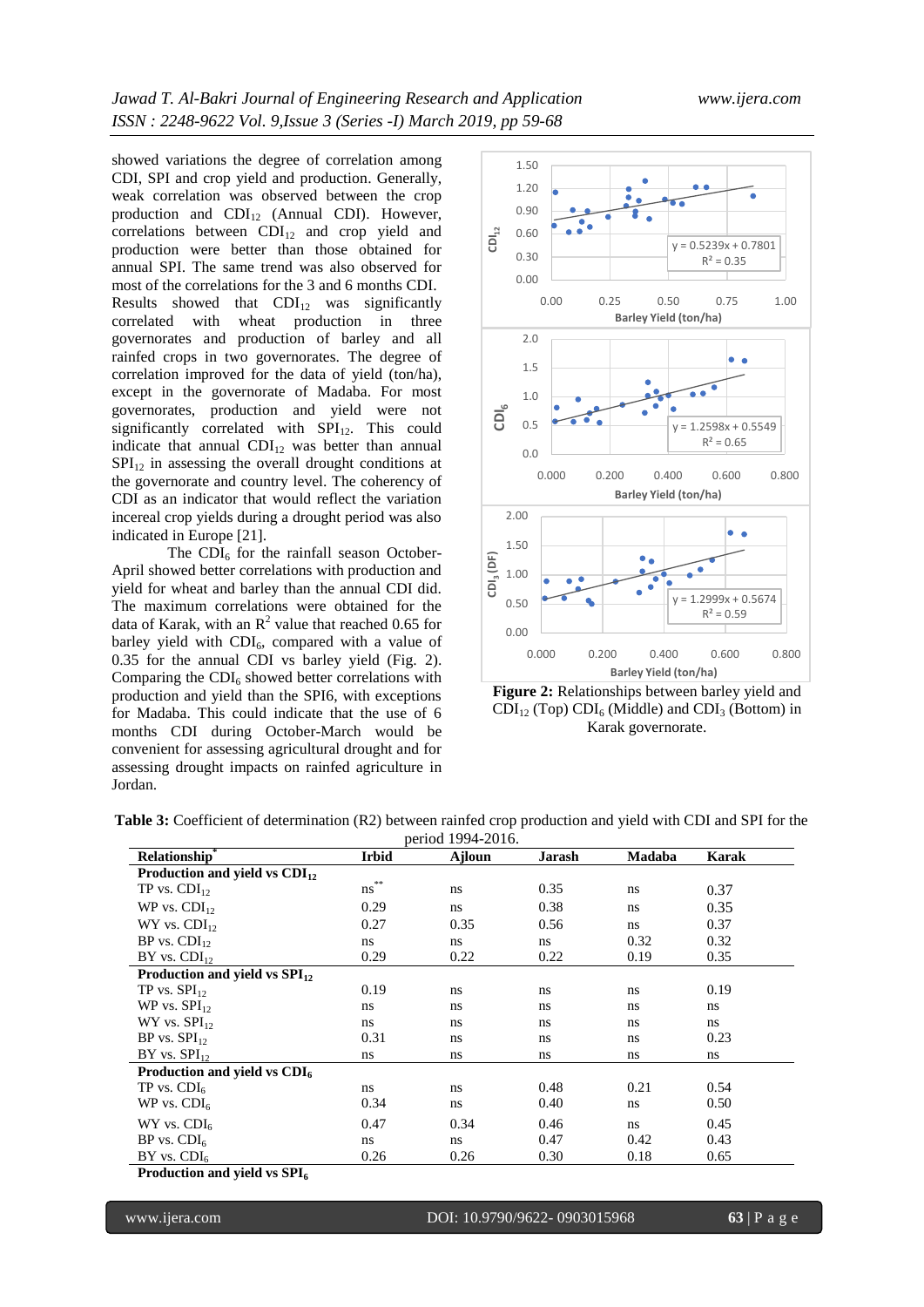showed variations the degree of correlation among CDI, SPI and crop yield and production. Generally, weak correlation was observed between the crop production and $CDI_{12}$ (Annual CDI). However, correlations between $CDI_{12}$ and crop yield and production were better than those obtained for annual SPI. The same trend was also observed for most of the correlations for the 3 and 6 months CDI. Results showed that $CDI_{12}$ was significantly correlated with wheat production in three governorates and production of barley and all rainfed crops in two governorates. The degree of correlation improved for the data of yield (ton/ha), except in the governorate of Madaba. For most governorates, production and yield were not significantly correlated with $SPI_{12}$. This could indicate that annual $CDI_{12}$ was better than annual $SPI_{12}$ in assessing the overall drought conditions at the governorate and country level. The coherency of CDI as an indicator that would reflect the variation incereal crop yields during a drought period was also indicated in Europe [21].

The $CDI_6$ for the rainfall season October-April showed better correlations with production and yield for wheat and barley than the annual CDI did. The maximum correlations were obtained for the data of Karak, with an $R^2$ value that reached 0.65 for barley yield with $CDI_6$, compared with a value of 0.35 for the annual CDI vs barley yield (Fig. 2). Comparing the $CDI_6$ showed better correlations with production and yield than the SPI6, with exceptions for Madaba. This could indicate that the use of 6 months CDI during October-March would be convenient for assessing agricultural drought and for assessing drought impacts on rainfed agriculture in Jordan.

**Figure 2:** Relationships between barley yield and $CDI_{12}$ (Top) $CDI_6$ (Middle) and $CDI_3$ (Bottom) in Karak governorate.

**Table 3:** Coefficient of determination (R2) between rainfed crop production and yield with CDI and SPI for the period 1994-2016.

| Relationship* | Irbid | Ajloun | Jarash | Madaba | Karak |
|---|---|---|---|---|---|
| **Production and yield vs $CDI_{12}$** | | | | | |
| TP vs. $CDI_{12}$ | ns** | ns | 0.35 | ns | 0.37 |
| WP vs. $CDI_{12}$ | 0.29 | ns | 0.38 | ns | 0.35 |
| WY vs. $CDI_{12}$ | 0.27 | 0.35 | 0.56 | ns | 0.37 |
| BP vs. $CDI_{12}$ | ns | ns | ns | 0.32 | 0.32 |
| BY vs. $CDI_{12}$ | 0.29 | 0.22 | 0.22 | 0.19 | 0.35 |
| **Production and yield vs $SPI_{12}$** | | | | | |
| TP vs. $SPI_{12}$ | 0.19 | ns | ns | ns | 0.19 |
| WP vs. $SPI_{12}$ | ns | ns | ns | ns | ns |
| WY vs. $SPI_{12}$ | ns | ns | ns | ns | ns |
| BP vs. $SPI_{12}$ | 0.31 | ns | ns | ns | 0.23 |
| BY vs. $SPI_{12}$ | ns | ns | ns | ns | ns |
| **Production and yield vs $CDI_6$** | | | | | |
| TP vs. $CDI_6$ | ns | ns | 0.48 | 0.21 | 0.54 |
| WP vs. $CDI_6$ | 0.34 | ns | 0.40 | ns | 0.50 |
| WY vs. $CDI_6$ | 0.47 | 0.34 | 0.46 | ns | 0.45 |
| BP vs. $CDI_6$ | ns | ns | 0.47 | 0.42 | 0.43 |
| BY vs. $CDI_6$ | 0.26 | 0.26 | 0.30 | 0.18 | 0.65 |
| **Production and yield vs $SPI_6$** | | | | | |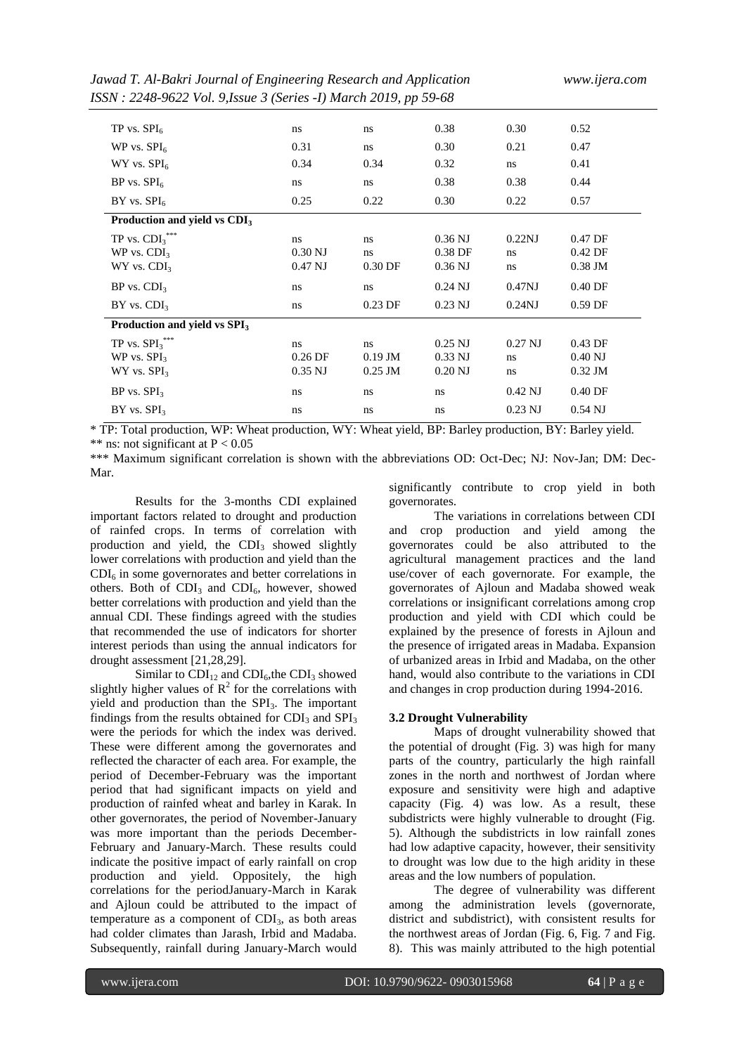| | | | | | |
|---|---|---|---|---|---|
| TP vs. $SPI_6$ | ns | ns | 0.38 | 0.30 | 0.52 |
| WP vs. $SPI_6$ | 0.31 | ns | 0.30 | 0.21 | 0.47 |
| WY vs. $SPI_6$ | 0.34 | 0.34 | 0.32 | ns | 0.41 |
| BP vs. $SPI_6$ | ns | ns | 0.38 | 0.38 | 0.44 |
| BY vs. $SPI_6$ | 0.25 | 0.22 | 0.30 | 0.22 | 0.57 |
| **Production and yield vs $CDI_3$** | | | | | |
| TP vs. $CDI_3$*** | ns | ns | 0.36 NJ | 0.22NJ | 0.47 DF |
| WP vs. $CDI_3$ | 0.30 NJ | ns | 0.38 DF | ns | 0.42 DF |
| WY vs. $CDI_3$ | 0.47 NJ | 0.30 DF | 0.36 NJ | ns | 0.38 JM |
| BP vs. $CDI_3$ | ns | ns | 0.24 NJ | 0.47NJ | 0.40 DF |
| BY vs. $CDI_3$ | ns | 0.23 DF | 0.23 NJ | 0.24NJ | 0.59 DF |
| **Production and yield vs $SPI_3$** | | | | | |
| TP vs. $SPI_3$*** | ns | ns | 0.25 NJ | 0.27 NJ | 0.43 DF |
| WP vs. $SPI_3$ | 0.26 DF | 0.19 JM | 0.33 NJ | ns | 0.40 NJ |
| WY vs. $SPI_3$ | 0.35 NJ | 0.25 JM | 0.20 NJ | ns | 0.32 JM |
| BP vs. $SPI_3$ | ns | ns | ns | 0.42 NJ | 0.40 DF |
| BY vs. $SPI_3$ | ns | ns | ns | 0.23 NJ | 0.54 NJ |

* TP: Total production, WP: Wheat production, WY: Wheat yield, BP: Barley production, BY: Barley yield.
** ns: not significant at $P < 0.05$
*** Maximum significant correlation is shown with the abbreviations OD: Oct-Dec; NJ: Nov-Jan; DM: Dec-Mar.

Results for the 3-months CDI explained important factors related to drought and production of rainfed crops. In terms of correlation with production and yield, the $CDI_3$ showed slightly lower correlations with production and yield than the $CDI_6$ in some governorates and better correlations in others. Both of $CDI_3$ and $CDI_6$, however, showed better correlations with production and yield than the annual CDI. These findings agreed with the studies that recommended the use of indicators for shorter interest periods than using the annual indicators for drought assessment [21,28,29].

Similar to $CDI_{12}$ and $CDI_6$,the $CDI_3$ showed slightly higher values of $R^2$ for the correlations with yield and production than the $SPI_3$. The important findings from the results obtained for $CDI_3$ and $SPI_3$ were the periods for which the index was derived. These were different among the governorates and reflected the character of each area. For example, the period of December-February was the important period that had significant impacts on yield and production of rainfed wheat and barley in Karak. In other governorates, the period of November-January was more important than the periods December-February and January-March. These results could indicate the positive impact of early rainfall on crop production and yield. Oppositely, the high correlations for the periodJanuary-March in Karak and Ajloun could be attributed to the impact of temperature as a component of $CDI_3$, as both areas had colder climates than Jarash, Irbid and Madaba. Subsequently, rainfall during January-March would significantly contribute to crop yield in both governorates.

The variations in correlations between CDI and crop production and yield among the governorates could be also attributed to the agricultural management practices and the land use/cover of each governorate. For example, the governorates of Ajloun and Madaba showed weak correlations or insignificant correlations among crop production and yield with CDI which could be explained by the presence of forests in Ajloun and the presence of irrigated areas in Madaba. Expansion of urbanized areas in Irbid and Madaba, on the other hand, would also contribute to the variations in CDI and changes in crop production during 1994-2016.

### 3.2 Drought Vulnerability

Maps of drought vulnerability showed that the potential of drought (Fig. 3) was high for many parts of the country, particularly the high rainfall zones in the north and northwest of Jordan where exposure and sensitivity were high and adaptive capacity (Fig. 4) was low. As a result, these subdistricts were highly vulnerable to drought (Fig. 5). Although the subdistricts in low rainfall zones had low adaptive capacity, however, their sensitivity to drought was low due to the high aridity in these areas and the low numbers of population.

The degree of vulnerability was different among the administration levels (governorate, district and subdistrict), with consistent results for the northwest areas of Jordan (Fig. 6, Fig. 7 and Fig. 8). This was mainly attributed to the high potential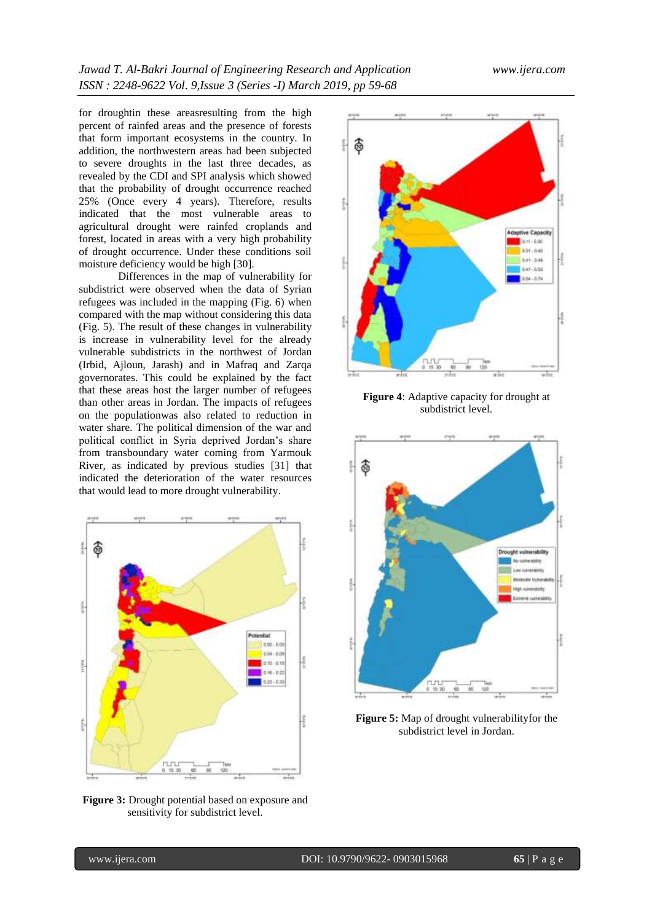for droughtin these areasresulting from the high percent of rainfed areas and the presence of forests that form important ecosystems in the country. In addition, the northwestern areas had been subjected to severe droughts in the last three decades, as revealed by the CDI and SPI analysis which showed that the probability of drought occurrence reached 25% (Once every 4 years). Therefore, results indicated that the most vulnerable areas to agricultural drought were rainfed croplands and forest, located in areas with a very high probability of drought occurrence. Under these conditions soil moisture deficiency would be high [30].

Differences in the map of vulnerability for subdistrict were observed when the data of Syrian refugees was included in the mapping (Fig. 6) when compared with the map without considering this data (Fig. 5). The result of these changes in vulnerability is increase in vulnerability level for the already vulnerable subdistricts in the northwest of Jordan (Irbid, Ajloun, Jarash) and in Mafraq and Zarqa governorates. This could be explained by the fact that these areas host the larger number of refugees than other areas in Jordan. The impacts of refugees on the populationwas also related to reduction in water share. The political dimension of the war and political conflict in Syria deprived Jordan's share from transboundary water coming from Yarmouk River, as indicated by previous studies [31] that indicated the deterioration of the water resources that would lead to more drought vulnerability.

**Figure 3:** Drought potential based on exposure and sensitivity for subdistrict level.

**Figure 4**: Adaptive capacity for drought at subdistrict level.

**Figure 5:** Map of drought vulnerabilityfor the subdistrict level in Jordan.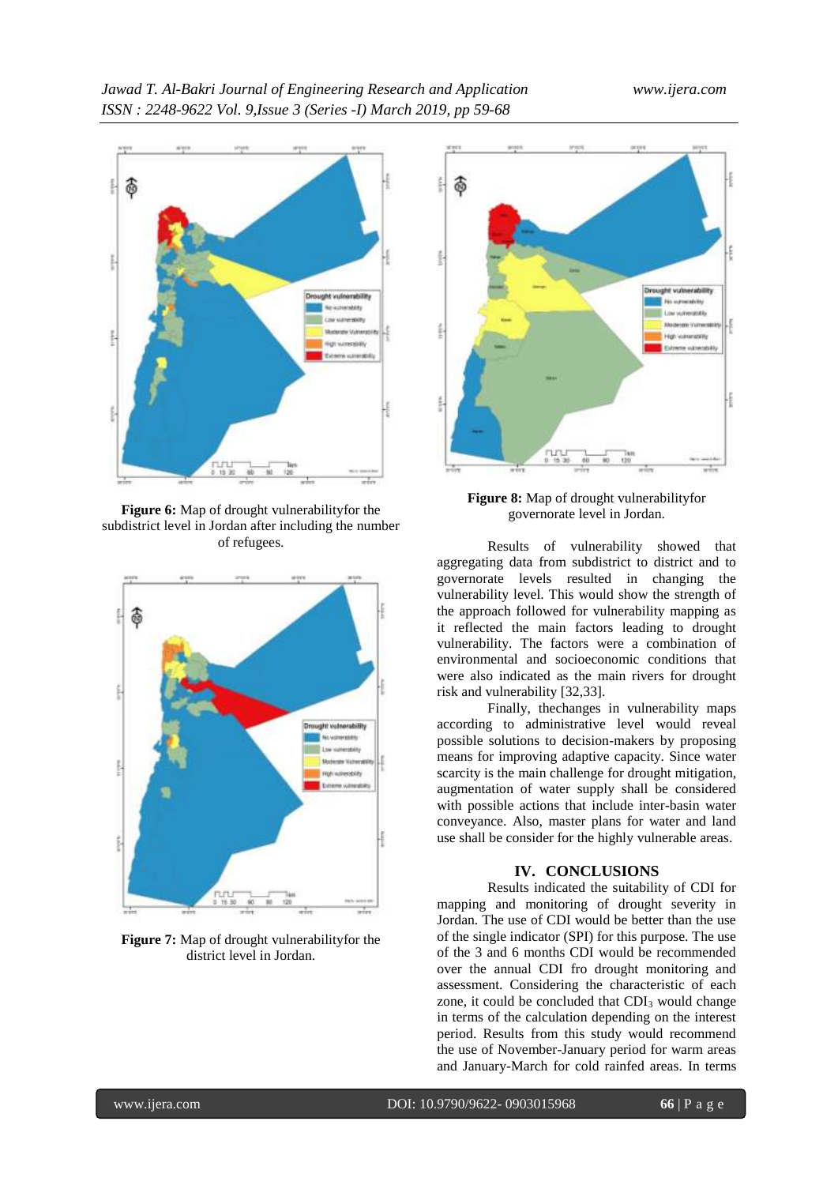**Figure 6:** Map of drought vulnerabilityfor the subdistrict level in Jordan after including the number of refugees.

**Figure 7:** Map of drought vulnerabilityfor the district level in Jordan.

**Figure 8:** Map of drought vulnerabilityfor governorate level in Jordan.

Results of vulnerability showed that aggregating data from subdistrict to district and to governorate levels resulted in changing the vulnerability level. This would show the strength of the approach followed for vulnerability mapping as it reflected the main factors leading to drought vulnerability. The factors were a combination of environmental and socioeconomic conditions that were also indicated as the main rivers for drought risk and vulnerability [32,33].

Finally, thechanges in vulnerability maps according to administrative level would reveal possible solutions to decision-makers by proposing means for improving adaptive capacity. Since water scarcity is the main challenge for drought mitigation, augmentation of water supply shall be considered with possible actions that include inter-basin water conveyance. Also, master plans for water and land use shall be consider for the highly vulnerable areas.

## IV. CONCLUSIONS

Results indicated the suitability of CDI for mapping and monitoring of drought severity in Jordan. The use of CDI would be better than the use of the single indicator (SPI) for this purpose. The use of the 3 and 6 months CDI would be recommended over the annual CDI fro drought monitoring and assessment. Considering the characteristic of each zone, it could be concluded that $CDI_3$ would change in terms of the calculation depending on the interest period. Results from this study would recommend the use of November-January period for warm areas and January-March for cold rainfed areas. In terms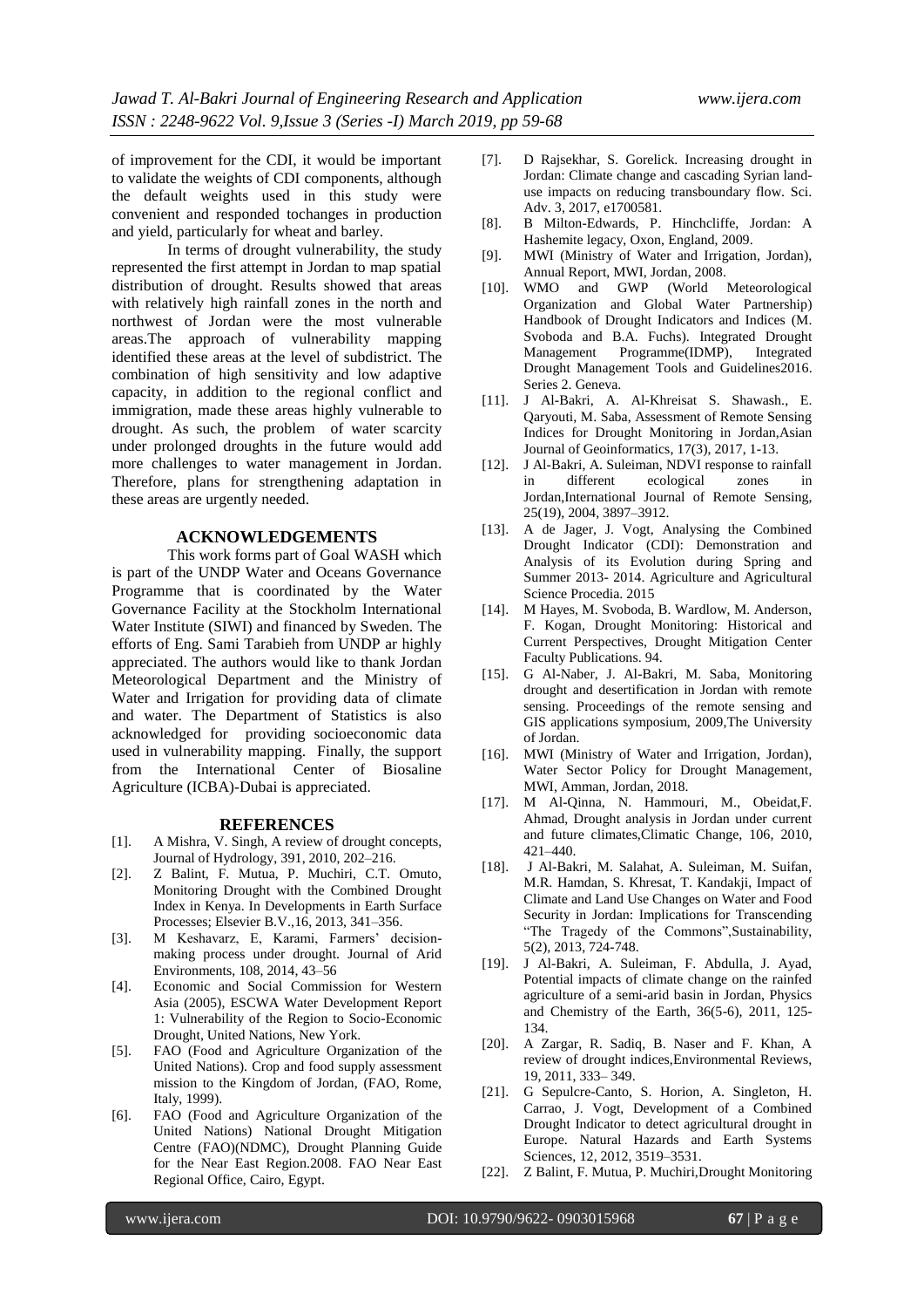of improvement for the CDI, it would be important to validate the weights of CDI components, although the default weights used in this study were convenient and responded tochanges in production and yield, particularly for wheat and barley.

In terms of drought vulnerability, the study represented the first attempt in Jordan to map spatial distribution of drought. Results showed that areas with relatively high rainfall zones in the north and northwest of Jordan were the most vulnerable areas.The approach of vulnerability mapping identified these areas at the level of subdistrict. The combination of high sensitivity and low adaptive capacity, in addition to the regional conflict and immigration, made these areas highly vulnerable to drought. As such, the problem of water scarcity under prolonged droughts in the future would add more challenges to water management in Jordan. Therefore, plans for strengthening adaptation in these areas are urgently needed.

## ACKNOWLEDGEMENTS

This work forms part of Goal WASH which is part of the UNDP Water and Oceans Governance Programme that is coordinated by the Water Governance Facility at the Stockholm International Water Institute (SIWI) and financed by Sweden. The efforts of Eng. Sami Tarabieh from UNDP ar highly appreciated. The authors would like to thank Jordan Meteorological Department and the Ministry of Water and Irrigation for providing data of climate and water. The Department of Statistics is also acknowledged for providing socioeconomic data used in vulnerability mapping. Finally, the support from the International Center of Biosaline Agriculture (ICBA)-Dubai is appreciated.

## REFERENCES

[1]. A Mishra, V. Singh, A review of drought concepts, Journal of Hydrology, 391, 2010, 202–216.

[2]. Z Balint, F. Mutua, P. Muchiri, C.T. Omuto, Monitoring Drought with the Combined Drought Index in Kenya. In Developments in Earth Surface Processes; Elsevier B.V.,16, 2013, 341–356.

[3]. M Keshavarz, E, Karami, Farmers' decision-making process under drought. Journal of Arid Environments, 108, 2014, 43–56

[4]. Economic and Social Commission for Western Asia (2005), ESCWA Water Development Report 1: Vulnerability of the Region to Socio-Economic Drought, United Nations, New York.

[5]. FAO (Food and Agriculture Organization of the United Nations). Crop and food supply assessment mission to the Kingdom of Jordan, (FAO, Rome, Italy, 1999).

[6]. FAO (Food and Agriculture Organization of the United Nations) National Drought Mitigation Centre (FAO)(NDMC), Drought Planning Guide for the Near East Region.2008. FAO Near East Regional Office, Cairo, Egypt.

[7]. D Rajsekhar, S. Gorelick. Increasing drought in Jordan: Climate change and cascading Syrian land-use impacts on reducing transboundary flow. Sci. Adv. 3, 2017, e1700581.

[8]. B Milton-Edwards, P. Hinchcliffe, Jordan: A Hashemite legacy, Oxon, England, 2009.

[9]. MWI (Ministry of Water and Irrigation, Jordan), Annual Report, MWI, Jordan, 2008.

[10]. WMO and GWP (World Meteorological Organization and Global Water Partnership) Handbook of Drought Indicators and Indices (M. Svoboda and B.A. Fuchs). Integrated Drought Management Programme(IDMP), Integrated Drought Management Tools and Guidelines2016. Series 2. Geneva.

[11]. J Al-Bakri, A. Al-Khreisat S. Shawash., E. Qaryouti, M. Saba, Assessment of Remote Sensing Indices for Drought Monitoring in Jordan,Asian Journal of Geoinformatics, 17(3), 2017, 1-13.

[12]. J Al-Bakri, A. Suleiman, NDVI response to rainfall in different ecological zones in Jordan,International Journal of Remote Sensing, 25(19), 2004, 3897–3912.

[13]. A de Jager, J. Vogt, Analysing the Combined Drought Indicator (CDI): Demonstration and Analysis of its Evolution during Spring and Summer 2013- 2014. Agriculture and Agricultural Science Procedia. 2015

[14]. M Hayes, M. Svoboda, B. Wardlow, M. Anderson, F. Kogan, Drought Monitoring: Historical and Current Perspectives, Drought Mitigation Center Faculty Publications. 94.

[15]. G Al-Naber, J. Al-Bakri, M. Saba, Monitoring drought and desertification in Jordan with remote sensing. Proceedings of the remote sensing and GIS applications symposium, 2009,The University of Jordan.

[16]. MWI (Ministry of Water and Irrigation, Jordan), Water Sector Policy for Drought Management, MWI, Amman, Jordan, 2018.

[17]. M Al-Qinna, N. Hammouri, M., Obeidat,F. Ahmad, Drought analysis in Jordan under current and future climates,Climatic Change, 106, 2010, 421–440.

[18]. J Al-Bakri, M. Salahat, A. Suleiman, M. Suifan, M.R. Hamdan, S. Khresat, T. Kandakji, Impact of Climate and Land Use Changes on Water and Food Security in Jordan: Implications for Transcending "The Tragedy of the Commons",Sustainability, 5(2), 2013, 724-748.

[19]. J Al-Bakri, A. Suleiman, F. Abdulla, J. Ayad, Potential impacts of climate change on the rainfed agriculture of a semi-arid basin in Jordan, Physics and Chemistry of the Earth, 36(5-6), 2011, 125-134.

[20]. A Zargar, R. Sadiq, B. Naser and F. Khan, A review of drought indices,Environmental Reviews, 19, 2011, 333– 349.

[21]. G Sepulcre-Canto, S. Horion, A. Singleton, H. Carrao, J. Vogt, Development of a Combined Drought Indicator to detect agricultural drought in Europe. Natural Hazards and Earth Systems Sciences, 12, 2012, 3519–3531.

[22]. Z Balint, F. Mutua, P. Muchiri,Drought Monitoring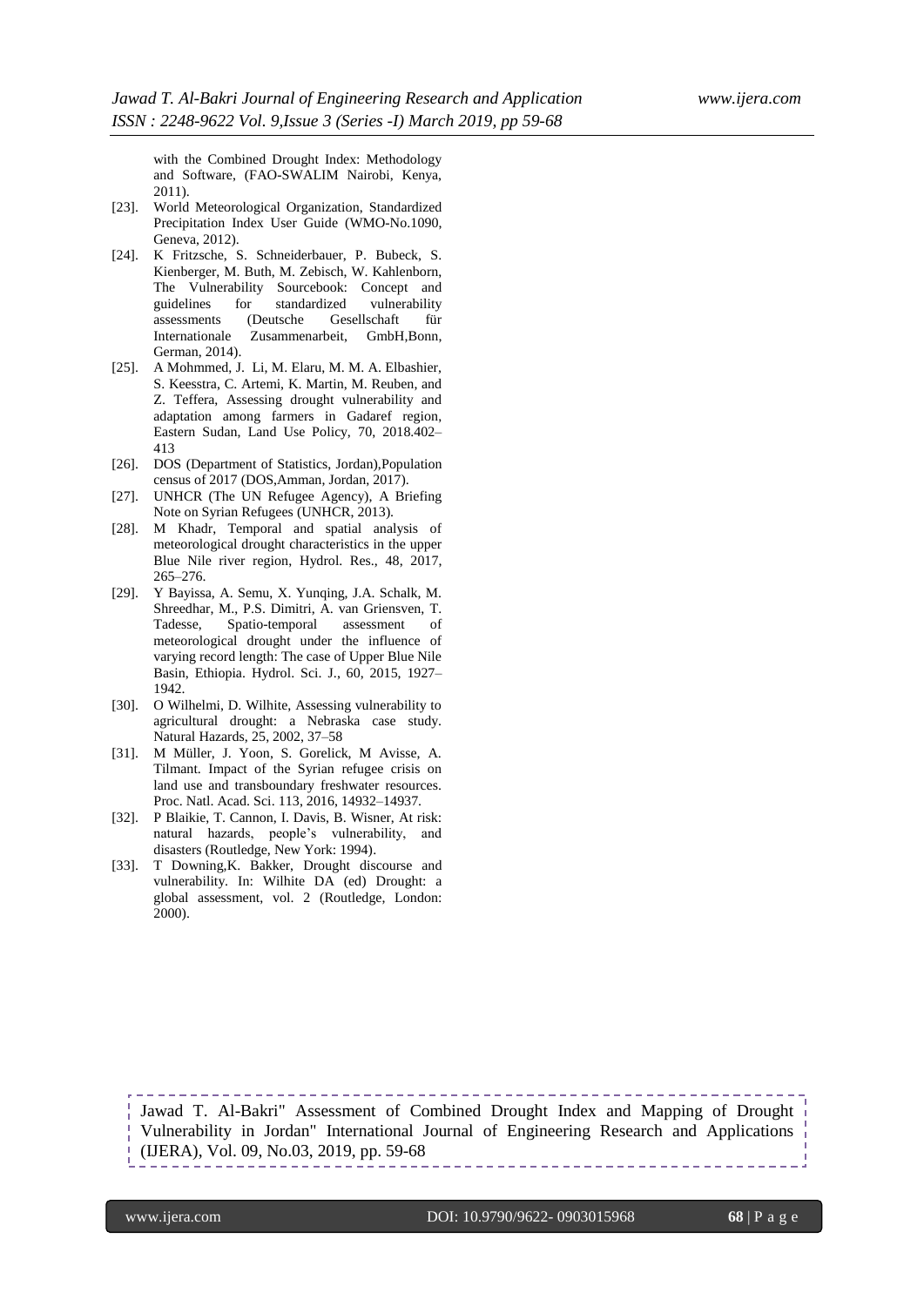with the Combined Drought Index: Methodology and Software, (FAO-SWALIM Nairobi, Kenya, 2011).

[23]. World Meteorological Organization, Standardized Precipitation Index User Guide (WMO-No.1090, Geneva, 2012).

[24]. K Fritzsche, S. Schneiderbauer, P. Bubeck, S. Kienberger, M. Buth, M. Zebisch, W. Kahlenborn, The Vulnerability Sourcebook: Concept and guidelines for standardized vulnerability assessments (Deutsche Gesellschaft für Internationale Zusammenarbeit, GmbH,Bonn, German, 2014).

[25]. A Mohmmed, J. Li, M. Elaru, M. M. A. Elbashier, S. Keesstra, C. Artemi, K. Martin, M. Reuben, and Z. Teffera, Assessing drought vulnerability and adaptation among farmers in Gadaref region, Eastern Sudan, Land Use Policy, 70, 2018.402–413

[26]. DOS (Department of Statistics, Jordan),Population census of 2017 (DOS,Amman, Jordan, 2017).

[27]. UNHCR (The UN Refugee Agency), A Briefing Note on Syrian Refugees (UNHCR, 2013).

[28]. M Khadr, Temporal and spatial analysis of meteorological drought characteristics in the upper Blue Nile river region, Hydrol. Res., 48, 2017, 265–276.

[29]. Y Bayissa, A. Semu, X. Yunqing, J.A. Schalk, M. Shreedhar, M., P.S. Dimitri, A. van Griensven, T. Tadesse, Spatio-temporal assessment of meteorological drought under the influence of varying record length: The case of Upper Blue Nile Basin, Ethiopia. Hydrol. Sci. J., 60, 2015, 1927–1942.

[30]. O Wilhelmi, D. Wilhite, Assessing vulnerability to agricultural drought: a Nebraska case study. Natural Hazards, 25, 2002, 37–58

[31]. M Müller, J. Yoon, S. Gorelick, M Avisse, A. Tilmant. Impact of the Syrian refugee crisis on land use and transboundary freshwater resources. Proc. Natl. Acad. Sci. 113, 2016, 14932–14937.

[32]. P Blaikie, T. Cannon, I. Davis, B. Wisner, At risk: natural hazards, people's vulnerability, and disasters (Routledge, New York: 1994).

[33]. T Downing,K. Bakker, Drought discourse and vulnerability. In: Wilhite DA (ed) Drought: a global assessment, vol. 2 (Routledge, London: 2000).

Jawad T. Al-Bakri" Assessment of Combined Drought Index and Mapping of Drought Vulnerability in Jordan" International Journal of Engineering Research and Applications (IJERA), Vol. 09, No.03, 2019, pp. 59-68